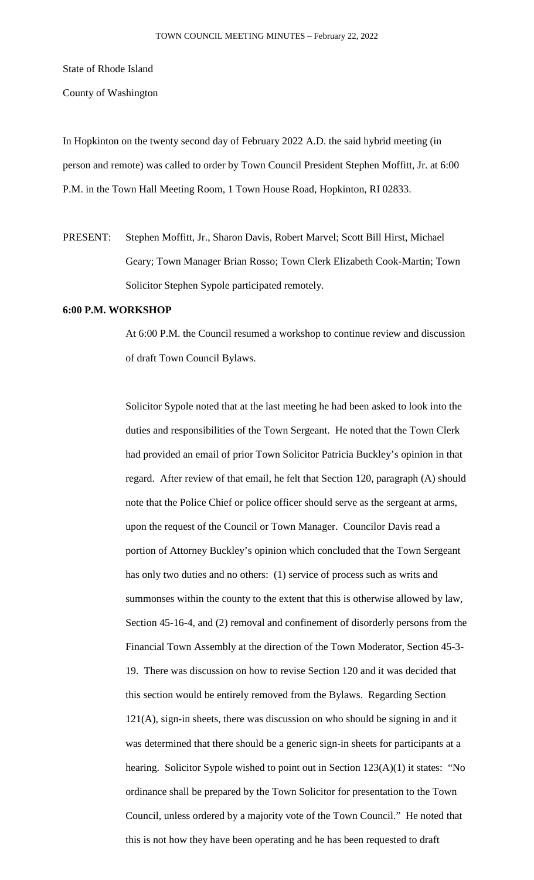State of Rhode Island

County of Washington

In Hopkinton on the twenty second day of February 2022 A.D. the said hybrid meeting (in person and remote) was called to order by Town Council President Stephen Moffitt, Jr. at 6:00 P.M. in the Town Hall Meeting Room, 1 Town House Road, Hopkinton, RI 02833.

PRESENT: Stephen Moffitt, Jr., Sharon Davis, Robert Marvel; Scott Bill Hirst, Michael Geary; Town Manager Brian Rosso; Town Clerk Elizabeth Cook-Martin; Town Solicitor Stephen Sypole participated remotely.

**6:00 P.M. WORKSHOP**

At 6:00 P.M. the Council resumed a workshop to continue review and discussion of draft Town Council Bylaws.

Solicitor Sypole noted that at the last meeting he had been asked to look into the duties and responsibilities of the Town Sergeant. He noted that the Town Clerk had provided an email of prior Town Solicitor Patricia Buckley's opinion in that regard. After review of that email, he felt that Section 120, paragraph (A) should note that the Police Chief or police officer should serve as the sergeant at arms, upon the request of the Council or Town Manager. Councilor Davis read a portion of Attorney Buckley's opinion which concluded that the Town Sergeant has only two duties and no others: (1) service of process such as writs and summonses within the county to the extent that this is otherwise allowed by law, Section 45-16-4, and (2) removal and confinement of disorderly persons from the Financial Town Assembly at the direction of the Town Moderator, Section 45-3-19. There was discussion on how to revise Section 120 and it was decided that this section would be entirely removed from the Bylaws. Regarding Section 121(A), sign-in sheets, there was discussion on who should be signing in and it was determined that there should be a generic sign-in sheets for participants at a hearing. Solicitor Sypole wished to point out in Section 123(A)(1) it states: "No ordinance shall be prepared by the Town Solicitor for presentation to the Town Council, unless ordered by a majority vote of the Town Council." He noted that this is not how they have been operating and he has been requested to draft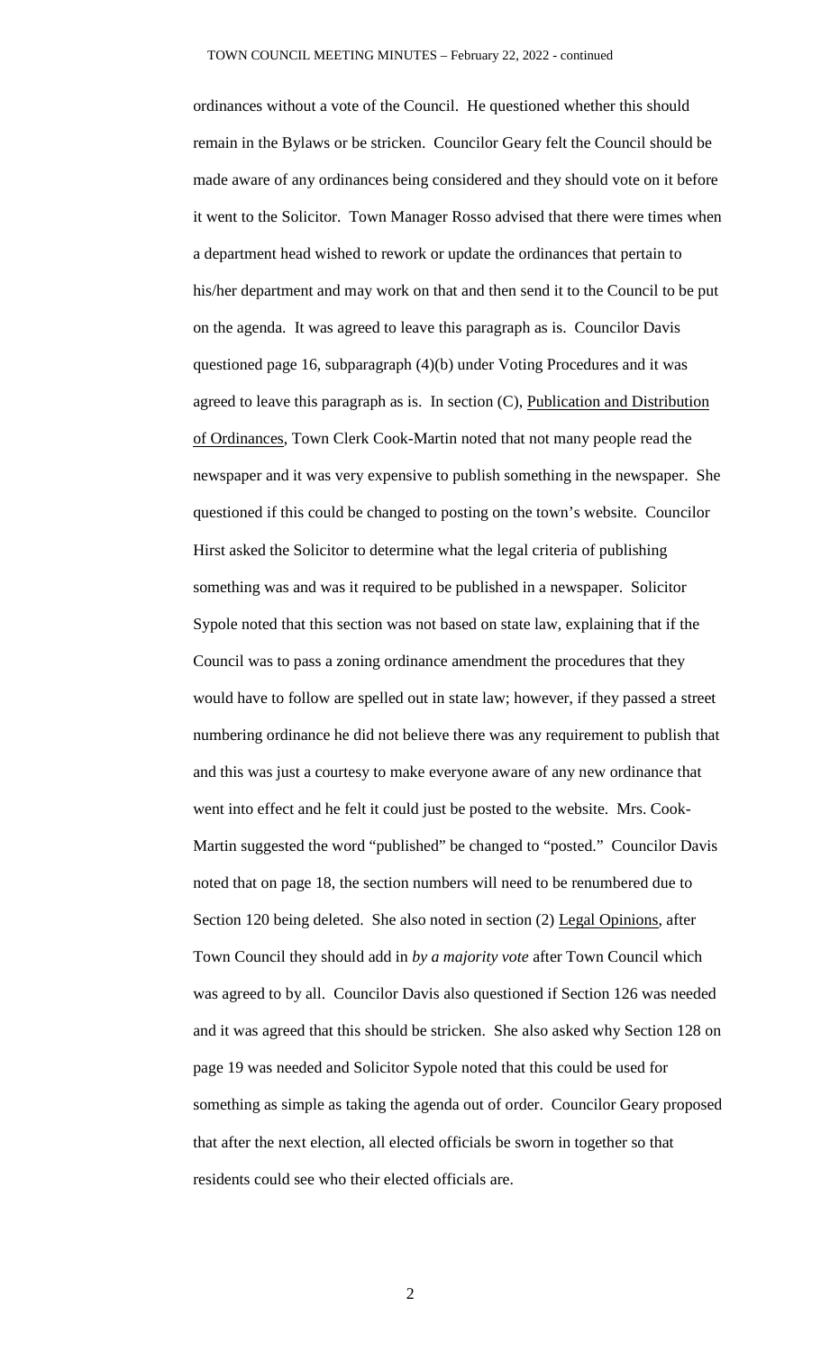ordinances without a vote of the Council. He questioned whether this should remain in the Bylaws or be stricken. Councilor Geary felt the Council should be made aware of any ordinances being considered and they should vote on it before it went to the Solicitor. Town Manager Rosso advised that there were times when a department head wished to rework or update the ordinances that pertain to his/her department and may work on that and then send it to the Council to be put on the agenda. It was agreed to leave this paragraph as is. Councilor Davis questioned page 16, subparagraph (4)(b) under Voting Procedures and it was agreed to leave this paragraph as is. In section (C), Publication and Distribution of Ordinances, Town Clerk Cook-Martin noted that not many people read the newspaper and it was very expensive to publish something in the newspaper. She questioned if this could be changed to posting on the town's website. Councilor Hirst asked the Solicitor to determine what the legal criteria of publishing something was and was it required to be published in a newspaper. Solicitor Sypole noted that this section was not based on state law, explaining that if the Council was to pass a zoning ordinance amendment the procedures that they would have to follow are spelled out in state law; however, if they passed a street numbering ordinance he did not believe there was any requirement to publish that and this was just a courtesy to make everyone aware of any new ordinance that went into effect and he felt it could just be posted to the website. Mrs. Cook-Martin suggested the word "published" be changed to "posted." Councilor Davis noted that on page 18, the section numbers will need to be renumbered due to Section 120 being deleted. She also noted in section (2) Legal Opinions, after Town Council they should add in *by a majority vote* after Town Council which was agreed to by all. Councilor Davis also questioned if Section 126 was needed and it was agreed that this should be stricken. She also asked why Section 128 on page 19 was needed and Solicitor Sypole noted that this could be used for something as simple as taking the agenda out of order. Councilor Geary proposed that after the next election, all elected officials be sworn in together so that residents could see who their elected officials are.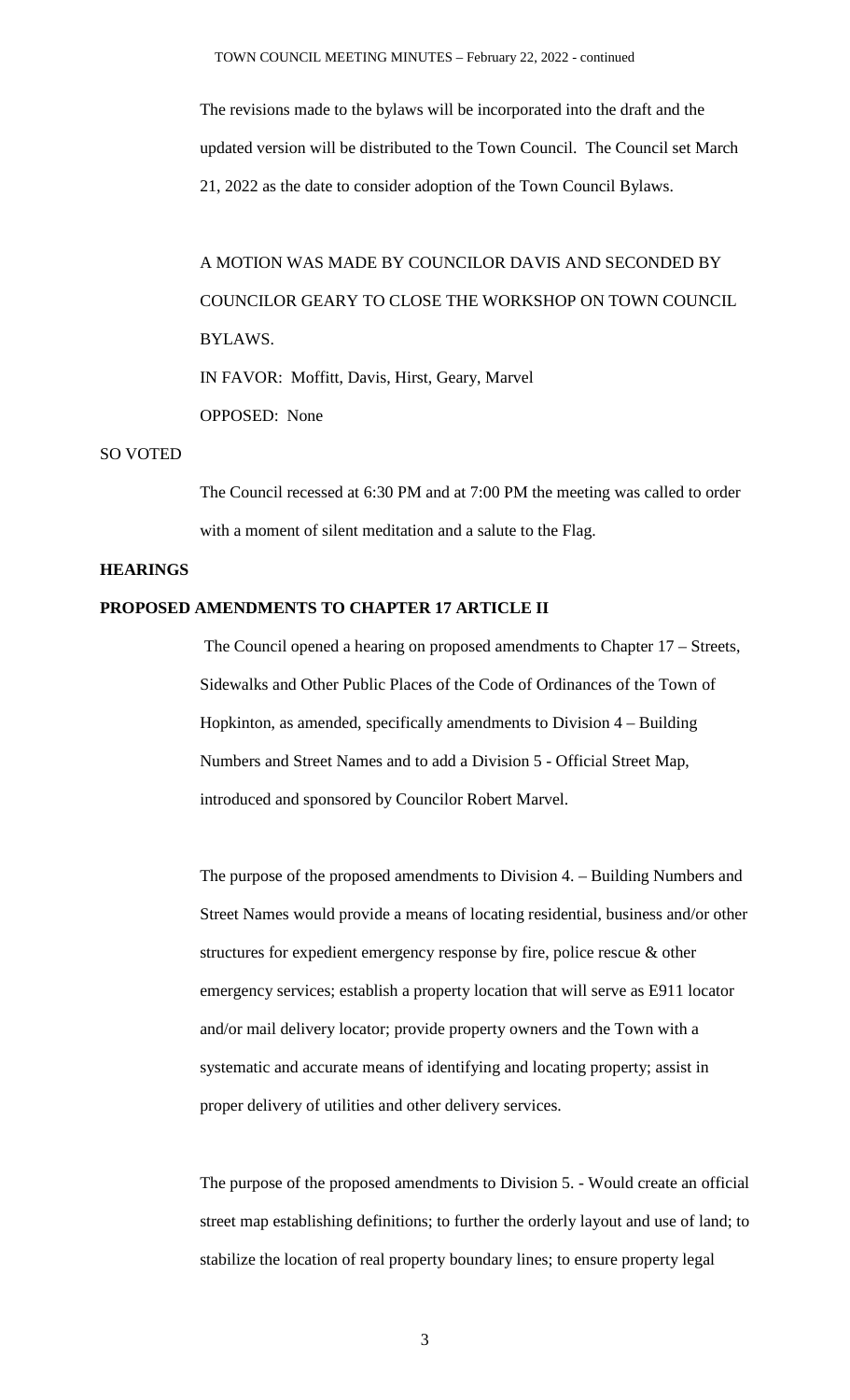The revisions made to the bylaws will be incorporated into the draft and the updated version will be distributed to the Town Council. The Council set March 21, 2022 as the date to consider adoption of the Town Council Bylaws.

A MOTION WAS MADE BY COUNCILOR DAVIS AND SECONDED BY COUNCILOR GEARY TO CLOSE THE WORKSHOP ON TOWN COUNCIL BYLAWS.

IN FAVOR: Moffitt, Davis, Hirst, Geary, Marvel

OPPOSED: None

SO VOTED

The Council recessed at 6:30 PM and at 7:00 PM the meeting was called to order with a moment of silent meditation and a salute to the Flag.

**HEARINGS**

**PROPOSED AMENDMENTS TO CHAPTER 17 ARTICLE II**

The Council opened a hearing on proposed amendments to Chapter 17 – Streets, Sidewalks and Other Public Places of the Code of Ordinances of the Town of Hopkinton, as amended, specifically amendments to Division 4 – Building Numbers and Street Names and to add a Division 5 - Official Street Map, introduced and sponsored by Councilor Robert Marvel.

The purpose of the proposed amendments to Division 4. – Building Numbers and Street Names would provide a means of locating residential, business and/or other structures for expedient emergency response by fire, police rescue & other emergency services; establish a property location that will serve as E911 locator and/or mail delivery locator; provide property owners and the Town with a systematic and accurate means of identifying and locating property; assist in proper delivery of utilities and other delivery services.

The purpose of the proposed amendments to Division 5. - Would create an official street map establishing definitions; to further the orderly layout and use of land; to stabilize the location of real property boundary lines; to ensure property legal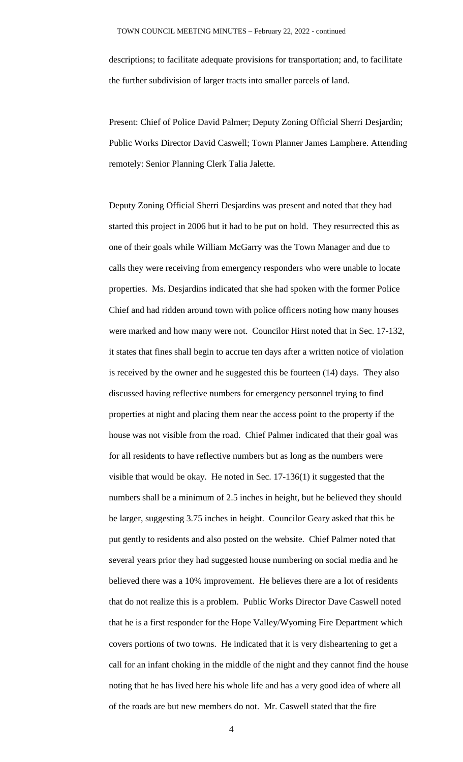descriptions; to facilitate adequate provisions for transportation; and, to facilitate the further subdivision of larger tracts into smaller parcels of land.

Present: Chief of Police David Palmer; Deputy Zoning Official Sherri Desjardin; Public Works Director David Caswell; Town Planner James Lamphere. Attending remotely: Senior Planning Clerk Talia Jalette.

Deputy Zoning Official Sherri Desjardins was present and noted that they had started this project in 2006 but it had to be put on hold. They resurrected this as one of their goals while William McGarry was the Town Manager and due to calls they were receiving from emergency responders who were unable to locate properties. Ms. Desjardins indicated that she had spoken with the former Police Chief and had ridden around town with police officers noting how many houses were marked and how many were not. Councilor Hirst noted that in Sec. 17-132, it states that fines shall begin to accrue ten days after a written notice of violation is received by the owner and he suggested this be fourteen (14) days. They also discussed having reflective numbers for emergency personnel trying to find properties at night and placing them near the access point to the property if the house was not visible from the road. Chief Palmer indicated that their goal was for all residents to have reflective numbers but as long as the numbers were visible that would be okay. He noted in Sec. 17-136(1) it suggested that the numbers shall be a minimum of 2.5 inches in height, but he believed they should be larger, suggesting 3.75 inches in height. Councilor Geary asked that this be put gently to residents and also posted on the website. Chief Palmer noted that several years prior they had suggested house numbering on social media and he believed there was a 10% improvement. He believes there are a lot of residents that do not realize this is a problem. Public Works Director Dave Caswell noted that he is a first responder for the Hope Valley/Wyoming Fire Department which covers portions of two towns. He indicated that it is very disheartening to get a call for an infant choking in the middle of the night and they cannot find the house noting that he has lived here his whole life and has a very good idea of where all of the roads are but new members do not. Mr. Caswell stated that the fire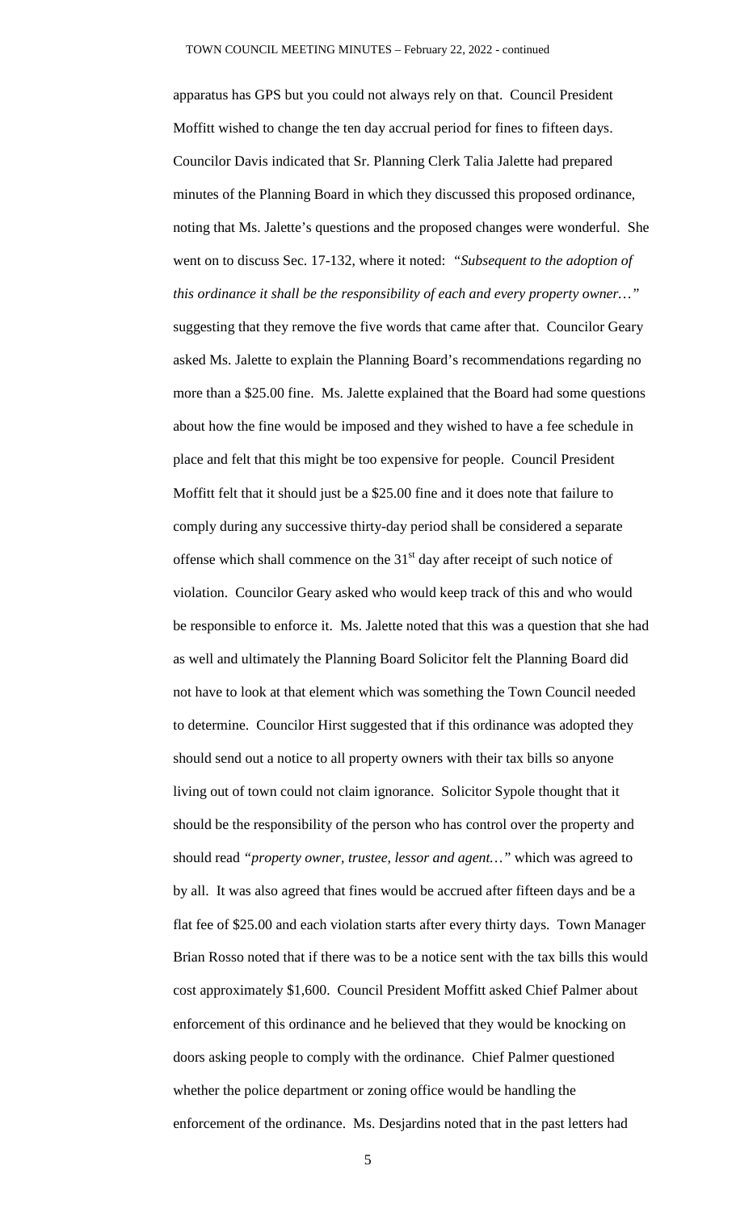apparatus has GPS but you could not always rely on that. Council President Moffitt wished to change the ten day accrual period for fines to fifteen days. Councilor Davis indicated that Sr. Planning Clerk Talia Jalette had prepared minutes of the Planning Board in which they discussed this proposed ordinance, noting that Ms. Jalette's questions and the proposed changes were wonderful. She went on to discuss Sec. 17-132, where it noted: *"Subsequent to the adoption of this ordinance it shall be the responsibility of each and every property owner…"* suggesting that they remove the five words that came after that. Councilor Geary asked Ms. Jalette to explain the Planning Board's recommendations regarding no more than a $25.00 fine. Ms. Jalette explained that the Board had some questions about how the fine would be imposed and they wished to have a fee schedule in place and felt that this might be too expensive for people. Council President Moffitt felt that it should just be a $25.00 fine and it does note that failure to comply during any successive thirty-day period shall be considered a separate offense which shall commence on the 31st day after receipt of such notice of violation. Councilor Geary asked who would keep track of this and who would be responsible to enforce it. Ms. Jalette noted that this was a question that she had as well and ultimately the Planning Board Solicitor felt the Planning Board did not have to look at that element which was something the Town Council needed to determine. Councilor Hirst suggested that if this ordinance was adopted they should send out a notice to all property owners with their tax bills so anyone living out of town could not claim ignorance. Solicitor Sypole thought that it should be the responsibility of the person who has control over the property and should read *"property owner, trustee, lessor and agent…"* which was agreed to by all. It was also agreed that fines would be accrued after fifteen days and be a flat fee of $25.00 and each violation starts after every thirty days. Town Manager Brian Rosso noted that if there was to be a notice sent with the tax bills this would cost approximately $1,600. Council President Moffitt asked Chief Palmer about enforcement of this ordinance and he believed that they would be knocking on doors asking people to comply with the ordinance. Chief Palmer questioned whether the police department or zoning office would be handling the enforcement of the ordinance. Ms. Desjardins noted that in the past letters had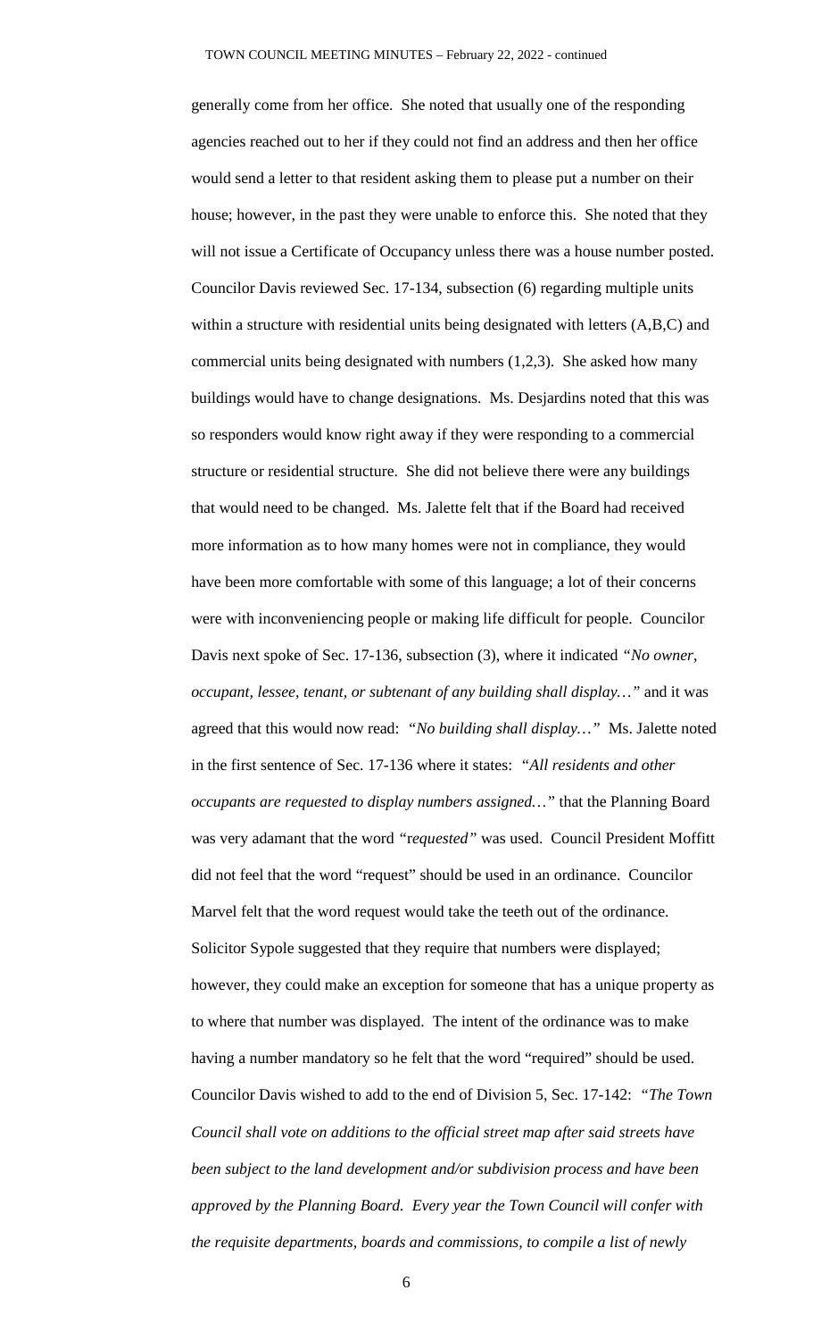generally come from her office. She noted that usually one of the responding agencies reached out to her if they could not find an address and then her office would send a letter to that resident asking them to please put a number on their house; however, in the past they were unable to enforce this. She noted that they will not issue a Certificate of Occupancy unless there was a house number posted. Councilor Davis reviewed Sec. 17-134, subsection (6) regarding multiple units within a structure with residential units being designated with letters (A,B,C) and commercial units being designated with numbers (1,2,3). She asked how many buildings would have to change designations. Ms. Desjardins noted that this was so responders would know right away if they were responding to a commercial structure or residential structure. She did not believe there were any buildings that would need to be changed. Ms. Jalette felt that if the Board had received more information as to how many homes were not in compliance, they would have been more comfortable with some of this language; a lot of their concerns were with inconveniencing people or making life difficult for people. Councilor Davis next spoke of Sec. 17-136, subsection (3), where it indicated *"No owner, occupant, lessee, tenant, or subtenant of any building shall display…"* and it was agreed that this would now read: *"No building shall display…"* Ms. Jalette noted in the first sentence of Sec. 17-136 where it states: *"All residents and other occupants are requested to display numbers assigned…"* that the Planning Board was very adamant that the word *"requested"* was used. Council President Moffitt did not feel that the word "request" should be used in an ordinance. Councilor Marvel felt that the word request would take the teeth out of the ordinance. Solicitor Sypole suggested that they require that numbers were displayed; however, they could make an exception for someone that has a unique property as to where that number was displayed. The intent of the ordinance was to make having a number mandatory so he felt that the word "required" should be used. Councilor Davis wished to add to the end of Division 5, Sec. 17-142: *"The Town Council shall vote on additions to the official street map after said streets have been subject to the land development and/or subdivision process and have been approved by the Planning Board. Every year the Town Council will confer with the requisite departments, boards and commissions, to compile a list of newly*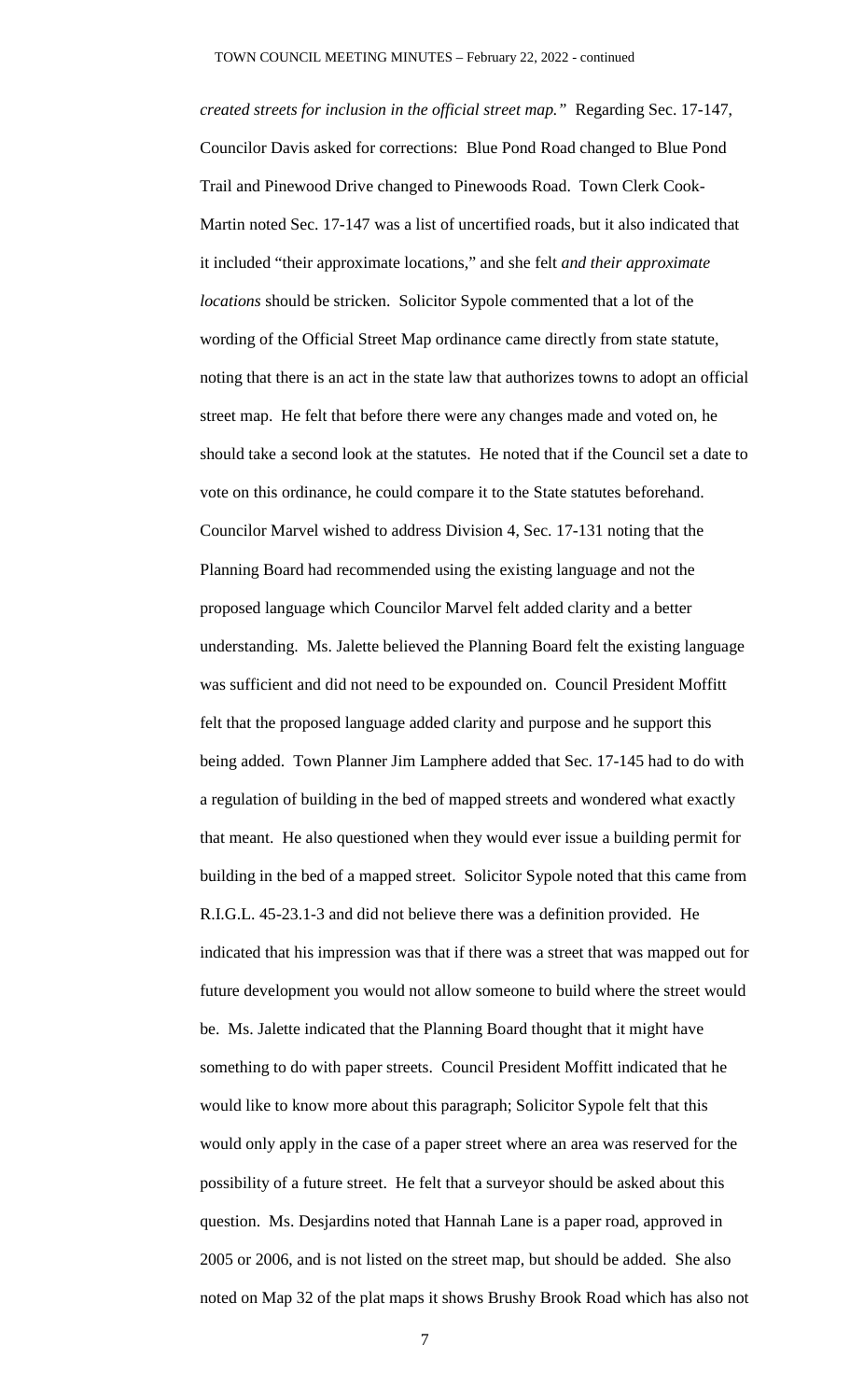*created streets for inclusion in the official street map."* Regarding Sec. 17-147, Councilor Davis asked for corrections: Blue Pond Road changed to Blue Pond Trail and Pinewood Drive changed to Pinewoods Road. Town Clerk Cook-Martin noted Sec. 17-147 was a list of uncertified roads, but it also indicated that it included "their approximate locations," and she felt *and their approximate locations* should be stricken. Solicitor Sypole commented that a lot of the wording of the Official Street Map ordinance came directly from state statute, noting that there is an act in the state law that authorizes towns to adopt an official street map. He felt that before there were any changes made and voted on, he should take a second look at the statutes. He noted that if the Council set a date to vote on this ordinance, he could compare it to the State statutes beforehand. Councilor Marvel wished to address Division 4, Sec. 17-131 noting that the Planning Board had recommended using the existing language and not the proposed language which Councilor Marvel felt added clarity and a better understanding. Ms. Jalette believed the Planning Board felt the existing language was sufficient and did not need to be expounded on. Council President Moffitt felt that the proposed language added clarity and purpose and he support this being added. Town Planner Jim Lamphere added that Sec. 17-145 had to do with a regulation of building in the bed of mapped streets and wondered what exactly that meant. He also questioned when they would ever issue a building permit for building in the bed of a mapped street. Solicitor Sypole noted that this came from R.I.G.L. 45-23.1-3 and did not believe there was a definition provided. He indicated that his impression was that if there was a street that was mapped out for future development you would not allow someone to build where the street would be. Ms. Jalette indicated that the Planning Board thought that it might have something to do with paper streets. Council President Moffitt indicated that he would like to know more about this paragraph; Solicitor Sypole felt that this would only apply in the case of a paper street where an area was reserved for the possibility of a future street. He felt that a surveyor should be asked about this question. Ms. Desjardins noted that Hannah Lane is a paper road, approved in 2005 or 2006, and is not listed on the street map, but should be added. She also noted on Map 32 of the plat maps it shows Brushy Brook Road which has also not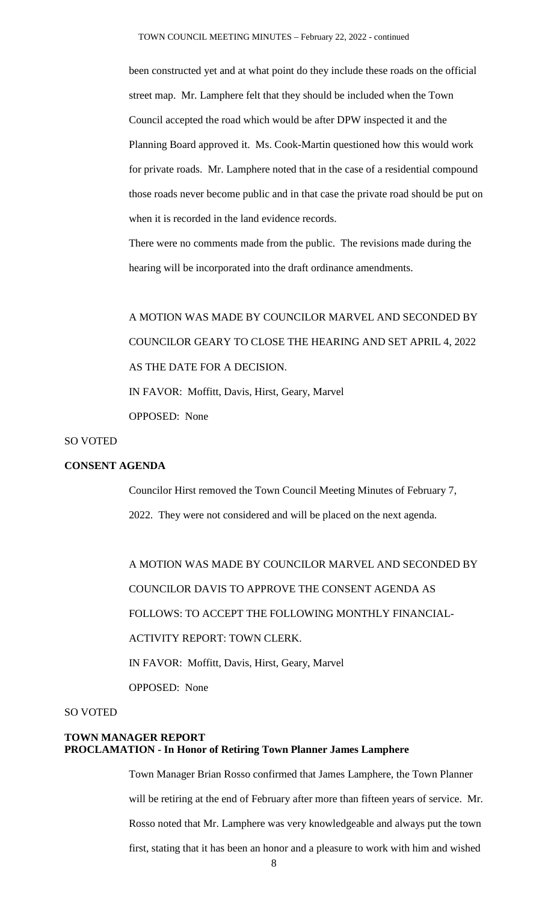been constructed yet and at what point do they include these roads on the official street map. Mr. Lamphere felt that they should be included when the Town Council accepted the road which would be after DPW inspected it and the Planning Board approved it. Ms. Cook-Martin questioned how this would work for private roads. Mr. Lamphere noted that in the case of a residential compound those roads never become public and in that case the private road should be put on when it is recorded in the land evidence records.

There were no comments made from the public. The revisions made during the hearing will be incorporated into the draft ordinance amendments.

A MOTION WAS MADE BY COUNCILOR MARVEL AND SECONDED BY COUNCILOR GEARY TO CLOSE THE HEARING AND SET APRIL 4, 2022 AS THE DATE FOR A DECISION.

IN FAVOR: Moffitt, Davis, Hirst, Geary, Marvel

OPPOSED: None

SO VOTED

**CONSENT AGENDA**

Councilor Hirst removed the Town Council Meeting Minutes of February 7, 2022. They were not considered and will be placed on the next agenda.

A MOTION WAS MADE BY COUNCILOR MARVEL AND SECONDED BY COUNCILOR DAVIS TO APPROVE THE CONSENT AGENDA AS FOLLOWS: TO ACCEPT THE FOLLOWING MONTHLY FINANCIAL-ACTIVITY REPORT: TOWN CLERK.

IN FAVOR: Moffitt, Davis, Hirst, Geary, Marvel

OPPOSED: None

SO VOTED

**TOWN MANAGER REPORT**
**PROCLAMATION - In Honor of Retiring Town Planner James Lamphere**

Town Manager Brian Rosso confirmed that James Lamphere, the Town Planner will be retiring at the end of February after more than fifteen years of service. Mr. Rosso noted that Mr. Lamphere was very knowledgeable and always put the town first, stating that it has been an honor and a pleasure to work with him and wished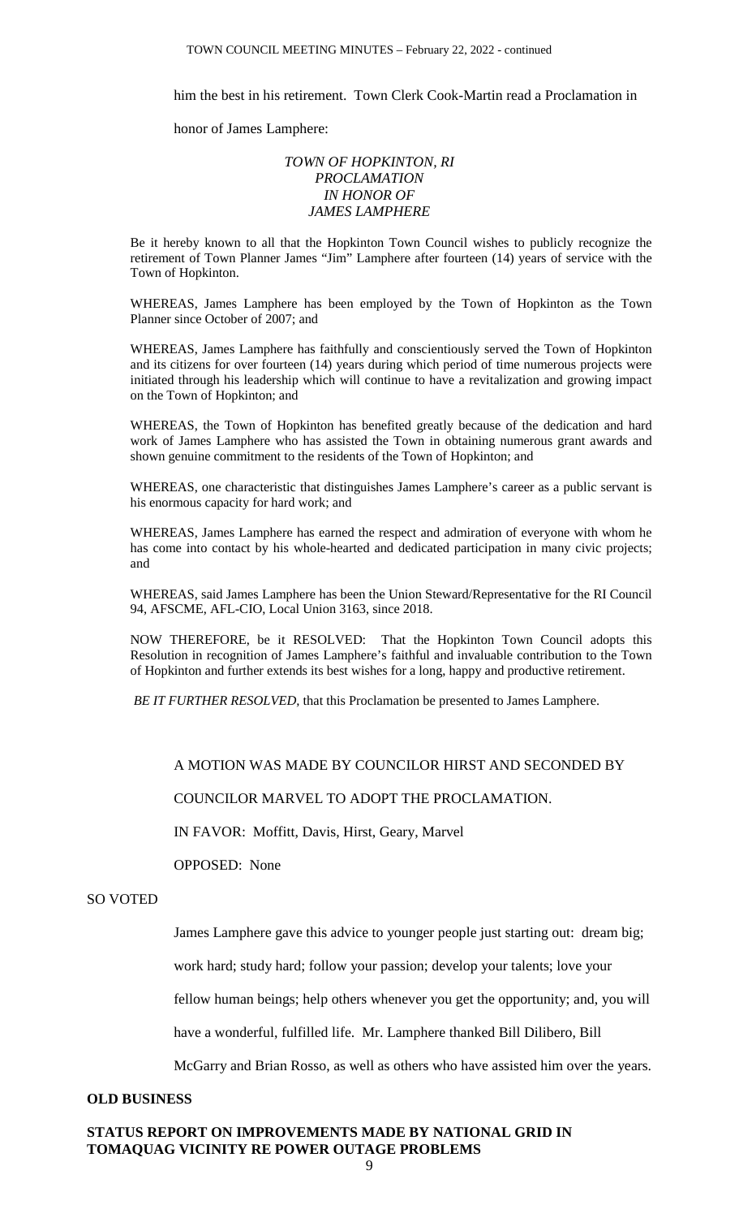him the best in his retirement. Town Clerk Cook-Martin read a Proclamation in honor of James Lamphere:

*TOWN OF HOPKINTON, RI*
*PROCLAMATION*
*IN HONOR OF*
*JAMES LAMPHERE*

Be it hereby known to all that the Hopkinton Town Council wishes to publicly recognize the retirement of Town Planner James "Jim" Lamphere after fourteen (14) years of service with the Town of Hopkinton.

WHEREAS, James Lamphere has been employed by the Town of Hopkinton as the Town Planner since October of 2007; and

WHEREAS, James Lamphere has faithfully and conscientiously served the Town of Hopkinton and its citizens for over fourteen (14) years during which period of time numerous projects were initiated through his leadership which will continue to have a revitalization and growing impact on the Town of Hopkinton; and

WHEREAS, the Town of Hopkinton has benefited greatly because of the dedication and hard work of James Lamphere who has assisted the Town in obtaining numerous grant awards and shown genuine commitment to the residents of the Town of Hopkinton; and

WHEREAS, one characteristic that distinguishes James Lamphere's career as a public servant is his enormous capacity for hard work; and

WHEREAS, James Lamphere has earned the respect and admiration of everyone with whom he has come into contact by his whole-hearted and dedicated participation in many civic projects; and

WHEREAS, said James Lamphere has been the Union Steward/Representative for the RI Council 94, AFSCME, AFL-CIO, Local Union 3163, since 2018.

NOW THEREFORE, be it RESOLVED: That the Hopkinton Town Council adopts this Resolution in recognition of James Lamphere's faithful and invaluable contribution to the Town of Hopkinton and further extends its best wishes for a long, happy and productive retirement.

*BE IT FURTHER RESOLVED*, that this Proclamation be presented to James Lamphere.

A MOTION WAS MADE BY COUNCILOR HIRST AND SECONDED BY COUNCILOR MARVEL TO ADOPT THE PROCLAMATION.

IN FAVOR: Moffitt, Davis, Hirst, Geary, Marvel

OPPOSED: None

SO VOTED

James Lamphere gave this advice to younger people just starting out: dream big; work hard; study hard; follow your passion; develop your talents; love your fellow human beings; help others whenever you get the opportunity; and, you will have a wonderful, fulfilled life. Mr. Lamphere thanked Bill Dilibero, Bill McGarry and Brian Rosso, as well as others who have assisted him over the years.

**OLD BUSINESS**

**STATUS REPORT ON IMPROVEMENTS MADE BY NATIONAL GRID IN TOMAQUAG VICINITY RE POWER OUTAGE PROBLEMS**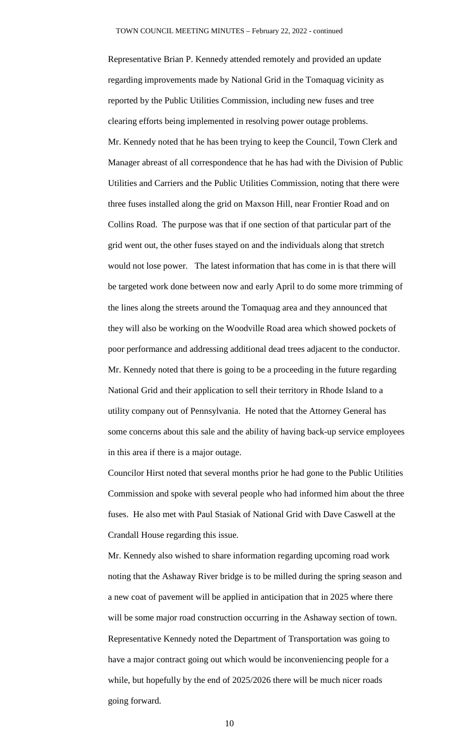Representative Brian P. Kennedy attended remotely and provided an update regarding improvements made by National Grid in the Tomaquag vicinity as reported by the Public Utilities Commission, including new fuses and tree clearing efforts being implemented in resolving power outage problems.

Mr. Kennedy noted that he has been trying to keep the Council, Town Clerk and Manager abreast of all correspondence that he has had with the Division of Public Utilities and Carriers and the Public Utilities Commission, noting that there were three fuses installed along the grid on Maxson Hill, near Frontier Road and on Collins Road. The purpose was that if one section of that particular part of the grid went out, the other fuses stayed on and the individuals along that stretch would not lose power. The latest information that has come in is that there will be targeted work done between now and early April to do some more trimming of the lines along the streets around the Tomaquag area and they announced that they will also be working on the Woodville Road area which showed pockets of poor performance and addressing additional dead trees adjacent to the conductor. Mr. Kennedy noted that there is going to be a proceeding in the future regarding National Grid and their application to sell their territory in Rhode Island to a utility company out of Pennsylvania. He noted that the Attorney General has some concerns about this sale and the ability of having back-up service employees in this area if there is a major outage.

Councilor Hirst noted that several months prior he had gone to the Public Utilities Commission and spoke with several people who had informed him about the three fuses. He also met with Paul Stasiak of National Grid with Dave Caswell at the Crandall House regarding this issue.

Mr. Kennedy also wished to share information regarding upcoming road work noting that the Ashaway River bridge is to be milled during the spring season and a new coat of pavement will be applied in anticipation that in 2025 where there will be some major road construction occurring in the Ashaway section of town. Representative Kennedy noted the Department of Transportation was going to have a major contract going out which would be inconveniencing people for a while, but hopefully by the end of 2025/2026 there will be much nicer roads going forward.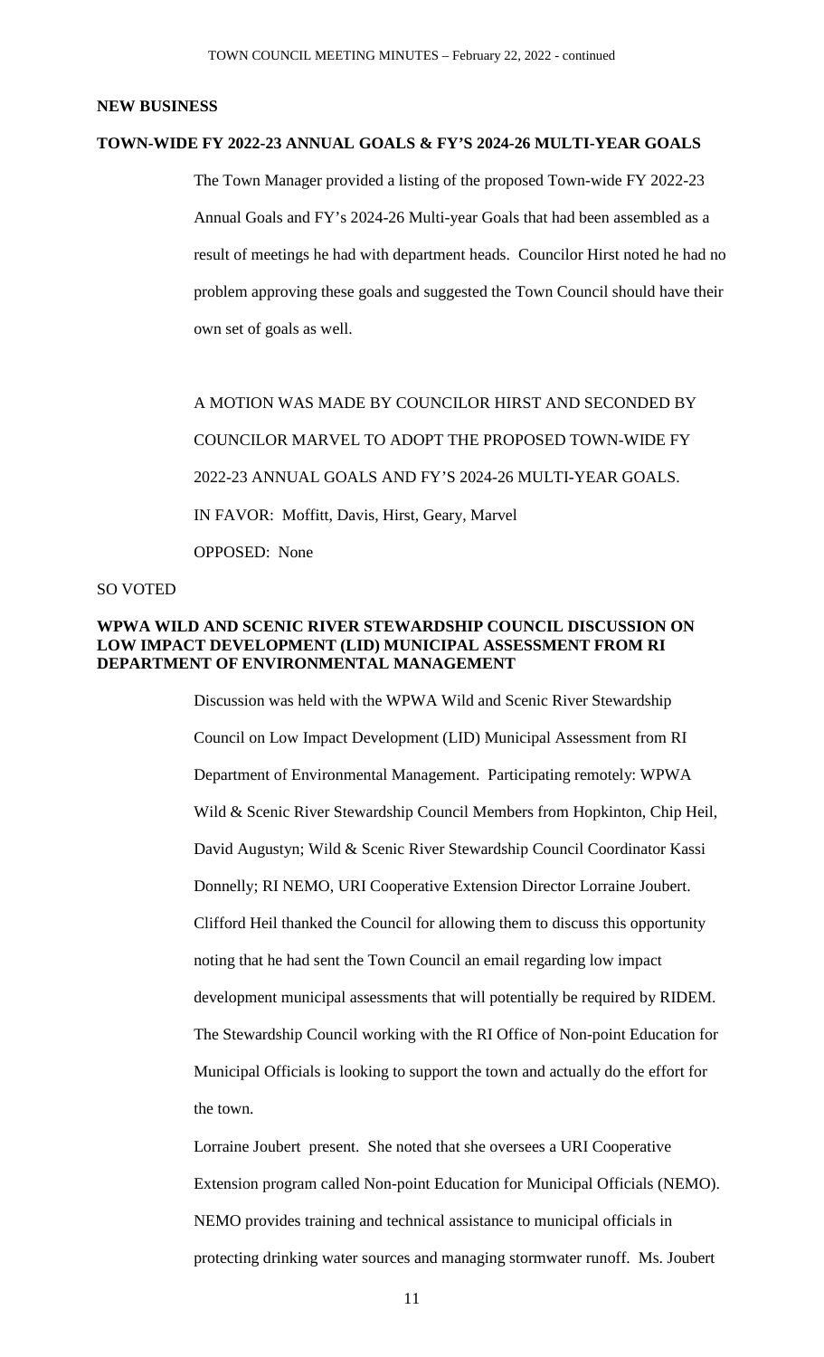**NEW BUSINESS**

**TOWN-WIDE FY 2022-23 ANNUAL GOALS & FY'S 2024-26 MULTI-YEAR GOALS**

The Town Manager provided a listing of the proposed Town-wide FY 2022-23 Annual Goals and FY's 2024-26 Multi-year Goals that had been assembled as a result of meetings he had with department heads. Councilor Hirst noted he had no problem approving these goals and suggested the Town Council should have their own set of goals as well.

A MOTION WAS MADE BY COUNCILOR HIRST AND SECONDED BY COUNCILOR MARVEL TO ADOPT THE PROPOSED TOWN-WIDE FY 2022-23 ANNUAL GOALS AND FY'S 2024-26 MULTI-YEAR GOALS.

IN FAVOR: Moffitt, Davis, Hirst, Geary, Marvel

OPPOSED: None

SO VOTED

**WPWA WILD AND SCENIC RIVER STEWARDSHIP COUNCIL DISCUSSION ON LOW IMPACT DEVELOPMENT (LID) MUNICIPAL ASSESSMENT FROM RI DEPARTMENT OF ENVIRONMENTAL MANAGEMENT**

Discussion was held with the WPWA Wild and Scenic River Stewardship Council on Low Impact Development (LID) Municipal Assessment from RI Department of Environmental Management. Participating remotely: WPWA Wild & Scenic River Stewardship Council Members from Hopkinton, Chip Heil, David Augustyn; Wild & Scenic River Stewardship Council Coordinator Kassi Donnelly; RI NEMO, URI Cooperative Extension Director Lorraine Joubert. Clifford Heil thanked the Council for allowing them to discuss this opportunity noting that he had sent the Town Council an email regarding low impact development municipal assessments that will potentially be required by RIDEM. The Stewardship Council working with the RI Office of Non-point Education for Municipal Officials is looking to support the town and actually do the effort for the town.

Lorraine Joubert present. She noted that she oversees a URI Cooperative Extension program called Non-point Education for Municipal Officials (NEMO). NEMO provides training and technical assistance to municipal officials in protecting drinking water sources and managing stormwater runoff. Ms. Joubert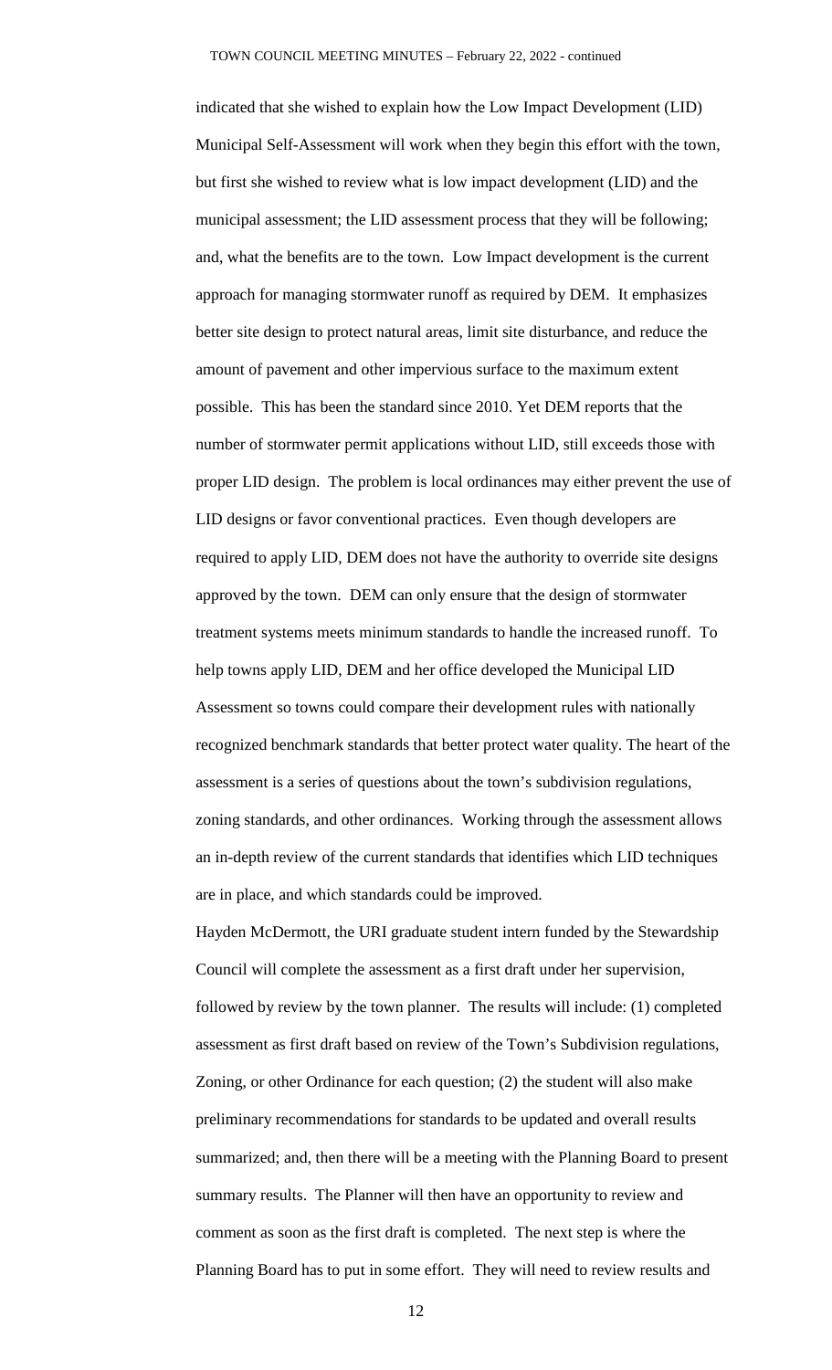indicated that she wished to explain how the Low Impact Development (LID) Municipal Self-Assessment will work when they begin this effort with the town, but first she wished to review what is low impact development (LID) and the municipal assessment; the LID assessment process that they will be following; and, what the benefits are to the town. Low Impact development is the current approach for managing stormwater runoff as required by DEM. It emphasizes better site design to protect natural areas, limit site disturbance, and reduce the amount of pavement and other impervious surface to the maximum extent possible. This has been the standard since 2010. Yet DEM reports that the number of stormwater permit applications without LID, still exceeds those with proper LID design. The problem is local ordinances may either prevent the use of LID designs or favor conventional practices. Even though developers are required to apply LID, DEM does not have the authority to override site designs approved by the town. DEM can only ensure that the design of stormwater treatment systems meets minimum standards to handle the increased runoff. To help towns apply LID, DEM and her office developed the Municipal LID Assessment so towns could compare their development rules with nationally recognized benchmark standards that better protect water quality. The heart of the assessment is a series of questions about the town's subdivision regulations, zoning standards, and other ordinances. Working through the assessment allows an in-depth review of the current standards that identifies which LID techniques are in place, and which standards could be improved.

Hayden McDermott, the URI graduate student intern funded by the Stewardship Council will complete the assessment as a first draft under her supervision, followed by review by the town planner. The results will include: (1) completed assessment as first draft based on review of the Town's Subdivision regulations, Zoning, or other Ordinance for each question; (2) the student will also make preliminary recommendations for standards to be updated and overall results summarized; and, then there will be a meeting with the Planning Board to present summary results. The Planner will then have an opportunity to review and comment as soon as the first draft is completed. The next step is where the Planning Board has to put in some effort. They will need to review results and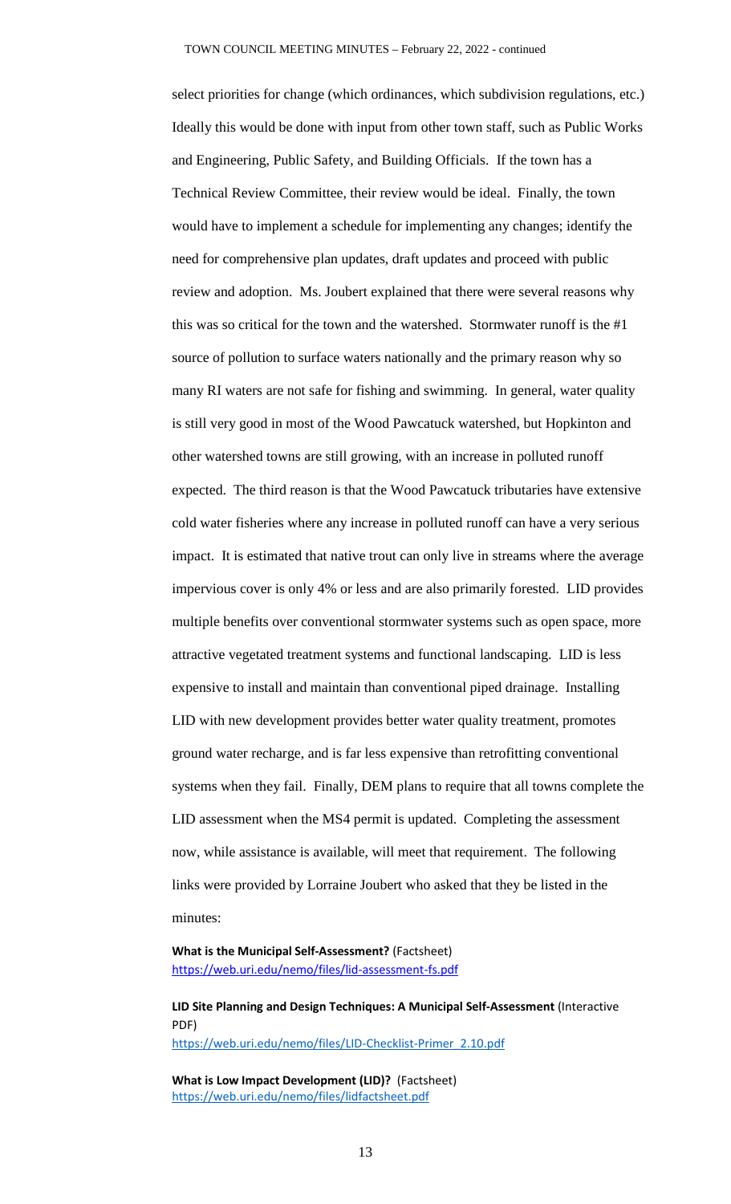select priorities for change (which ordinances, which subdivision regulations, etc.) Ideally this would be done with input from other town staff, such as Public Works and Engineering, Public Safety, and Building Officials. If the town has a Technical Review Committee, their review would be ideal. Finally, the town would have to implement a schedule for implementing any changes; identify the need for comprehensive plan updates, draft updates and proceed with public review and adoption. Ms. Joubert explained that there were several reasons why this was so critical for the town and the watershed. Stormwater runoff is the #1 source of pollution to surface waters nationally and the primary reason why so many RI waters are not safe for fishing and swimming. In general, water quality is still very good in most of the Wood Pawcatuck watershed, but Hopkinton and other watershed towns are still growing, with an increase in polluted runoff expected. The third reason is that the Wood Pawcatuck tributaries have extensive cold water fisheries where any increase in polluted runoff can have a very serious impact. It is estimated that native trout can only live in streams where the average impervious cover is only 4% or less and are also primarily forested. LID provides multiple benefits over conventional stormwater systems such as open space, more attractive vegetated treatment systems and functional landscaping. LID is less expensive to install and maintain than conventional piped drainage. Installing LID with new development provides better water quality treatment, promotes ground water recharge, and is far less expensive than retrofitting conventional systems when they fail. Finally, DEM plans to require that all towns complete the LID assessment when the MS4 permit is updated. Completing the assessment now, while assistance is available, will meet that requirement. The following links were provided by Lorraine Joubert who asked that they be listed in the minutes:

**What is the Municipal Self-Assessment?** (Factsheet)
https://web.uri.edu/nemo/files/lid-assessment-fs.pdf

**LID Site Planning and Design Techniques: A Municipal Self-Assessment** (Interactive PDF)
https://web.uri.edu/nemo/files/LID-Checklist-Primer_2.10.pdf

**What is Low Impact Development (LID)?** (Factsheet)
https://web.uri.edu/nemo/files/lidfactsheet.pdf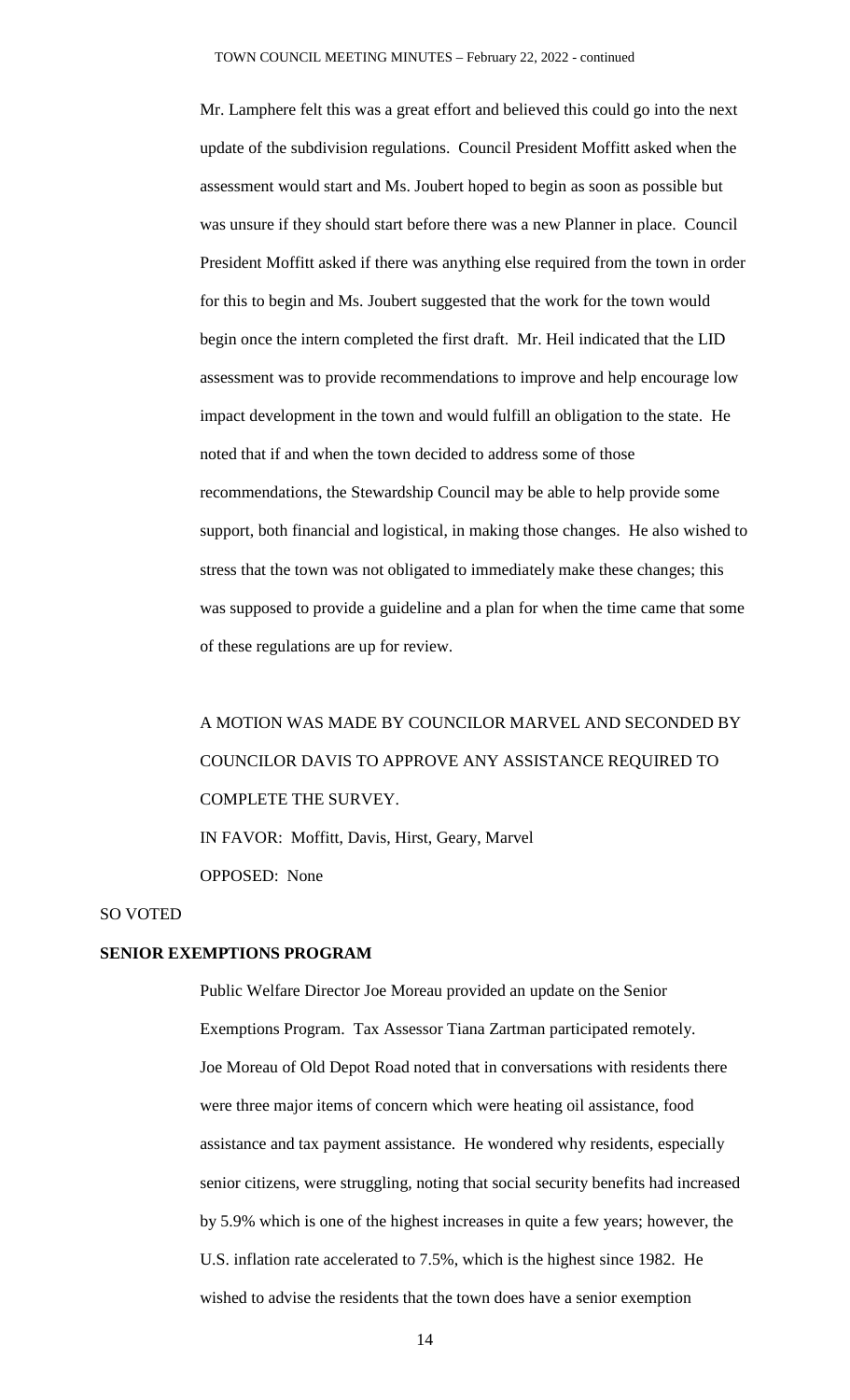Mr. Lamphere felt this was a great effort and believed this could go into the next update of the subdivision regulations. Council President Moffitt asked when the assessment would start and Ms. Joubert hoped to begin as soon as possible but was unsure if they should start before there was a new Planner in place. Council President Moffitt asked if there was anything else required from the town in order for this to begin and Ms. Joubert suggested that the work for the town would begin once the intern completed the first draft. Mr. Heil indicated that the LID assessment was to provide recommendations to improve and help encourage low impact development in the town and would fulfill an obligation to the state. He noted that if and when the town decided to address some of those recommendations, the Stewardship Council may be able to help provide some support, both financial and logistical, in making those changes. He also wished to stress that the town was not obligated to immediately make these changes; this was supposed to provide a guideline and a plan for when the time came that some of these regulations are up for review.

A MOTION WAS MADE BY COUNCILOR MARVEL AND SECONDED BY COUNCILOR DAVIS TO APPROVE ANY ASSISTANCE REQUIRED TO COMPLETE THE SURVEY.

IN FAVOR: Moffitt, Davis, Hirst, Geary, Marvel

OPPOSED: None

SO VOTED

**SENIOR EXEMPTIONS PROGRAM**

Public Welfare Director Joe Moreau provided an update on the Senior Exemptions Program. Tax Assessor Tiana Zartman participated remotely. Joe Moreau of Old Depot Road noted that in conversations with residents there were three major items of concern which were heating oil assistance, food assistance and tax payment assistance. He wondered why residents, especially senior citizens, were struggling, noting that social security benefits had increased by 5.9% which is one of the highest increases in quite a few years; however, the U.S. inflation rate accelerated to 7.5%, which is the highest since 1982. He wished to advise the residents that the town does have a senior exemption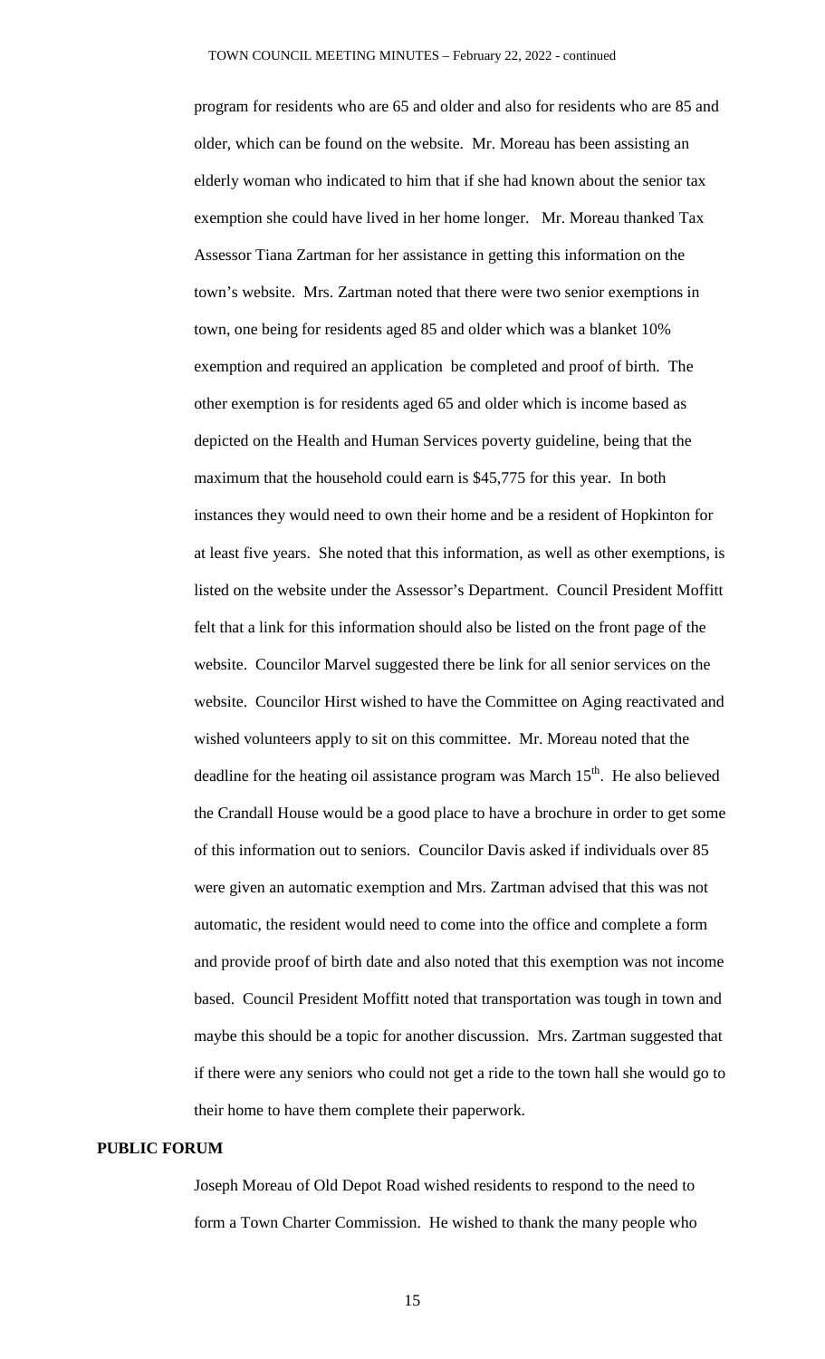program for residents who are 65 and older and also for residents who are 85 and older, which can be found on the website. Mr. Moreau has been assisting an elderly woman who indicated to him that if she had known about the senior tax exemption she could have lived in her home longer. Mr. Moreau thanked Tax Assessor Tiana Zartman for her assistance in getting this information on the town's website. Mrs. Zartman noted that there were two senior exemptions in town, one being for residents aged 85 and older which was a blanket 10% exemption and required an application be completed and proof of birth. The other exemption is for residents aged 65 and older which is income based as depicted on the Health and Human Services poverty guideline, being that the maximum that the household could earn is $45,775 for this year. In both instances they would need to own their home and be a resident of Hopkinton for at least five years. She noted that this information, as well as other exemptions, is listed on the website under the Assessor's Department. Council President Moffitt felt that a link for this information should also be listed on the front page of the website. Councilor Marvel suggested there be link for all senior services on the website. Councilor Hirst wished to have the Committee on Aging reactivated and wished volunteers apply to sit on this committee. Mr. Moreau noted that the deadline for the heating oil assistance program was March 15th. He also believed the Crandall House would be a good place to have a brochure in order to get some of this information out to seniors. Councilor Davis asked if individuals over 85 were given an automatic exemption and Mrs. Zartman advised that this was not automatic, the resident would need to come into the office and complete a form and provide proof of birth date and also noted that this exemption was not income based. Council President Moffitt noted that transportation was tough in town and maybe this should be a topic for another discussion. Mrs. Zartman suggested that if there were any seniors who could not get a ride to the town hall she would go to their home to have them complete their paperwork.

**PUBLIC FORUM**

Joseph Moreau of Old Depot Road wished residents to respond to the need to form a Town Charter Commission. He wished to thank the many people who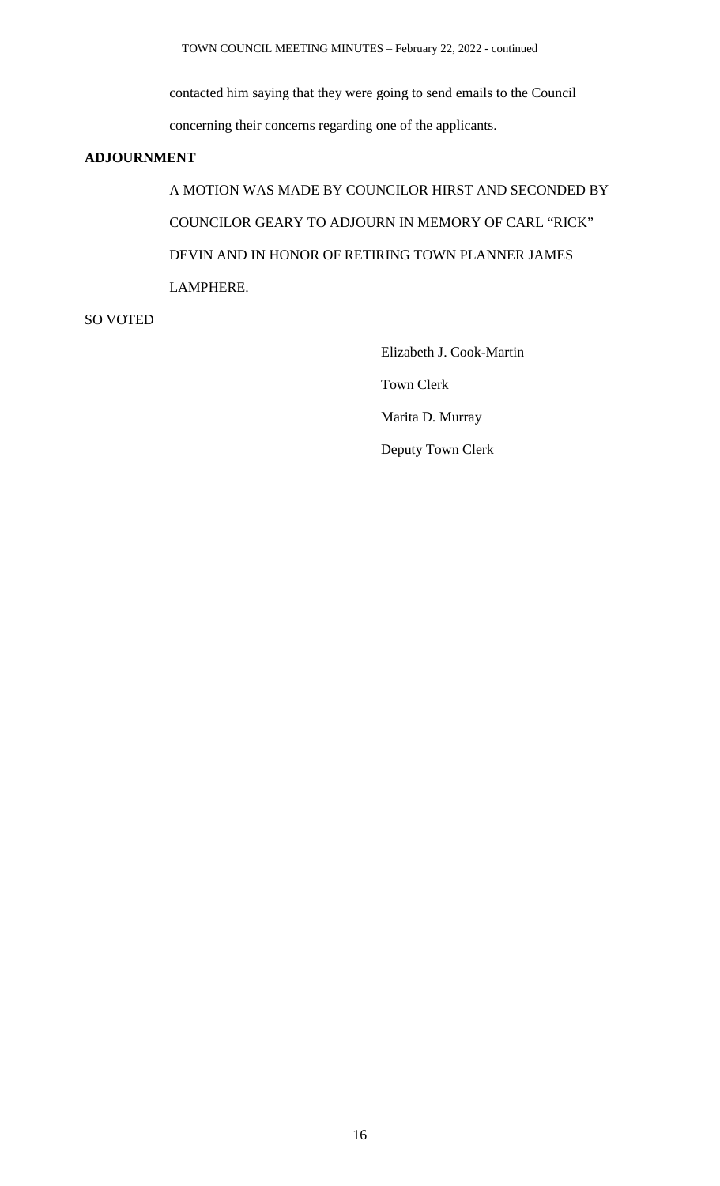contacted him saying that they were going to send emails to the Council concerning their concerns regarding one of the applicants.

**ADJOURNMENT**

A MOTION WAS MADE BY COUNCILOR HIRST AND SECONDED BY COUNCILOR GEARY TO ADJOURN IN MEMORY OF CARL "RICK" DEVIN AND IN HONOR OF RETIRING TOWN PLANNER JAMES LAMPHERE.

SO VOTED

Elizabeth J. Cook-Martin

Town Clerk

Marita D. Murray

Deputy Town Clerk